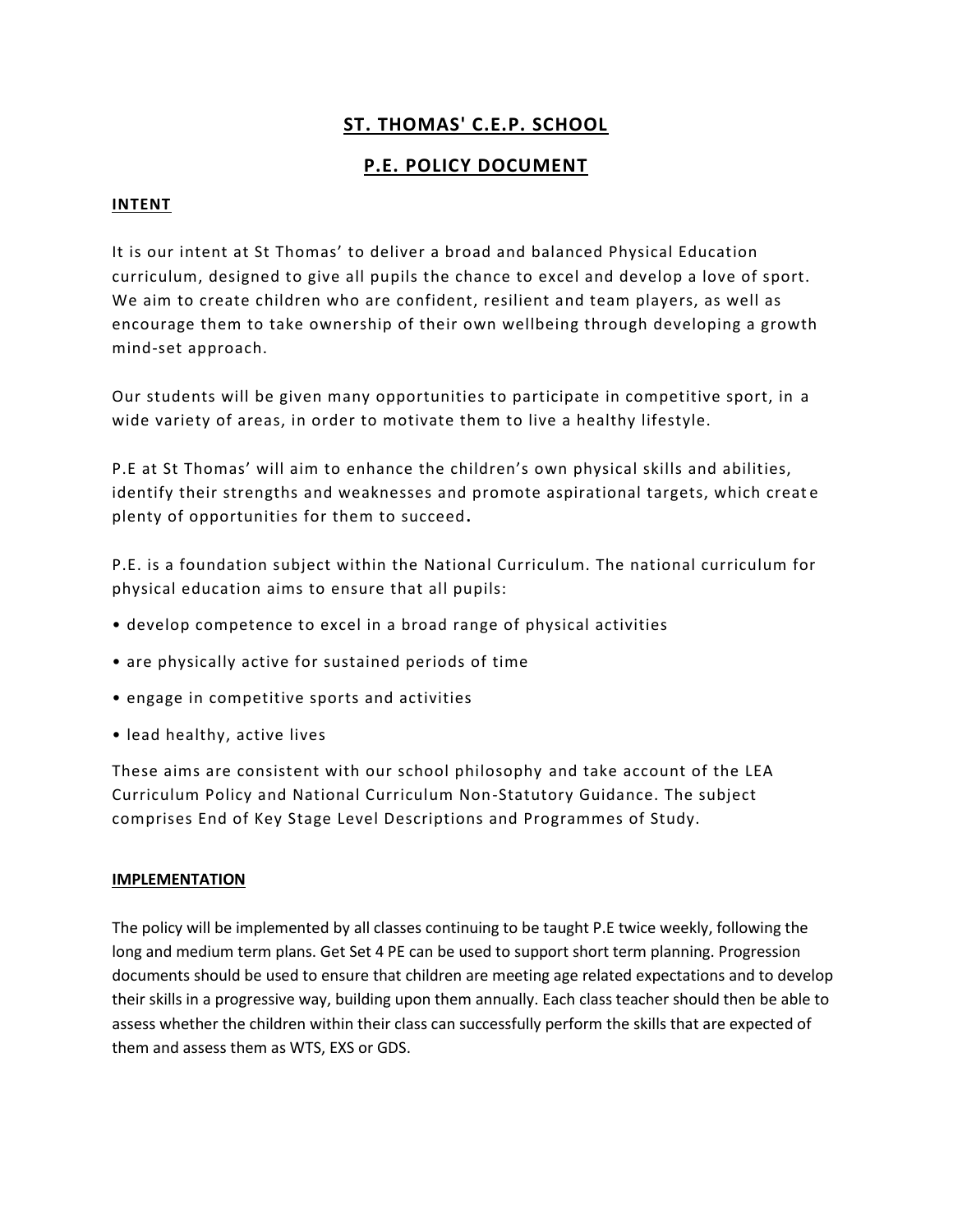# ST. THOMAS' C.E.P. SCHOOL

# P.E. POLICY DOCUMENT

## INTENT

It is our intent at St Thomas' to deliver a broad and balanced Physical Education curriculum, designed to give all pupils the chance to excel and develop a love of sport. We aim to create children who are confident, resilient and team players, as well as encourage them to take ownership of their own wellbeing through developing a growth mind-set approach.

Our students will be given many opportunities to participate in competitive sport, in a wide variety of areas, in order to motivate them to live a healthy lifestyle.

P.E at St Thomas' will aim to enhance the children's own physical skills and abilities, identify their strengths and weaknesses and promote aspirational targets, which create plenty of opportunities for them to succeed.

P.E. is a foundation subject within the National Curriculum. The national curriculum for physical education aims to ensure that all pupils:

- develop competence to excel in a broad range of physical activities
- are physically active for sustained periods of time
- engage in competitive sports and activities
- lead healthy, active lives

These aims are consistent with our school philosophy and take account of the LEA Curriculum Policy and National Curriculum Non-Statutory Guidance. The subject comprises End of Key Stage Level Descriptions and Programmes of Study.

## IMPLEMENTATION

The policy will be implemented by all classes continuing to be taught P.E twice weekly, following the long and medium term plans. Get Set 4 PE can be used to support short term planning. Progression documents should be used to ensure that children are meeting age related expectations and to develop their skills in a progressive way, building upon them annually. Each class teacher should then be able to assess whether the children within their class can successfully perform the skills that are expected of them and assess them as WTS, EXS or GDS.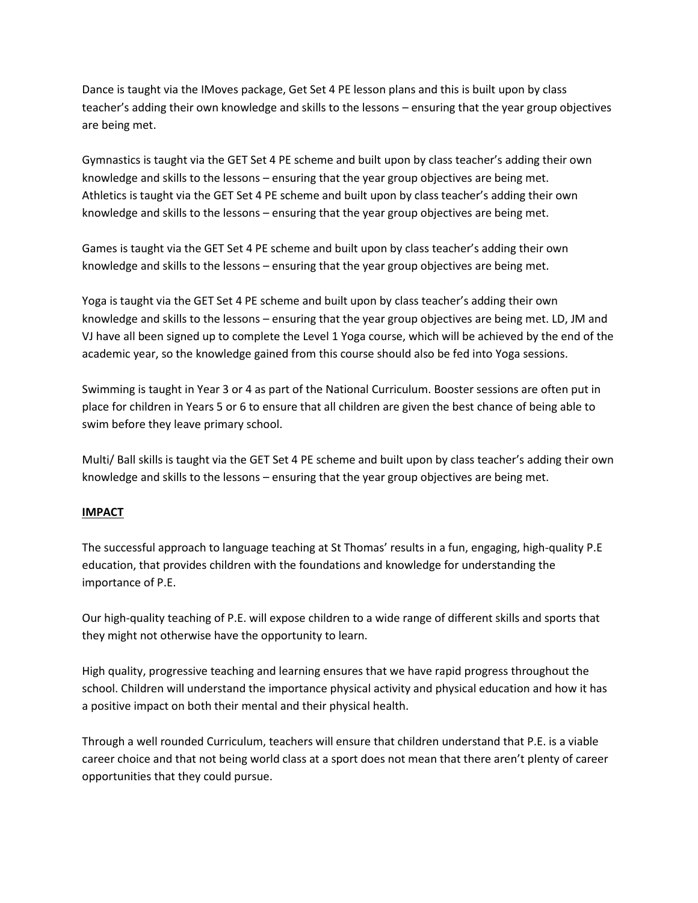Dance is taught via the IMoves package, Get Set 4 PE lesson plans and this is built upon by class teacher's adding their own knowledge and skills to the lessons – ensuring that the year group objectives are being met.

Gymnastics is taught via the GET Set 4 PE scheme and built upon by class teacher's adding their own knowledge and skills to the lessons – ensuring that the year group objectives are being met.
Athletics is taught via the GET Set 4 PE scheme and built upon by class teacher's adding their own knowledge and skills to the lessons – ensuring that the year group objectives are being met.

Games is taught via the GET Set 4 PE scheme and built upon by class teacher's adding their own knowledge and skills to the lessons – ensuring that the year group objectives are being met.

Yoga is taught via the GET Set 4 PE scheme and built upon by class teacher's adding their own knowledge and skills to the lessons – ensuring that the year group objectives are being met. LD, JM and VJ have all been signed up to complete the Level 1 Yoga course, which will be achieved by the end of the academic year, so the knowledge gained from this course should also be fed into Yoga sessions.

Swimming is taught in Year 3 or 4 as part of the National Curriculum. Booster sessions are often put in place for children in Years 5 or 6 to ensure that all children are given the best chance of being able to swim before they leave primary school.

Multi/ Ball skills is taught via the GET Set 4 PE scheme and built upon by class teacher's adding their own knowledge and skills to the lessons – ensuring that the year group objectives are being met.

**IMPACT**

The successful approach to language teaching at St Thomas' results in a fun, engaging, high-quality P.E education, that provides children with the foundations and knowledge for understanding the importance of P.E.

Our high-quality teaching of P.E. will expose children to a wide range of different skills and sports that they might not otherwise have the opportunity to learn.

High quality, progressive teaching and learning ensures that we have rapid progress throughout the school. Children will understand the importance physical activity and physical education and how it has a positive impact on both their mental and their physical health.

Through a well rounded Curriculum, teachers will ensure that children understand that P.E. is a viable career choice and that not being world class at a sport does not mean that there aren't plenty of career opportunities that they could pursue.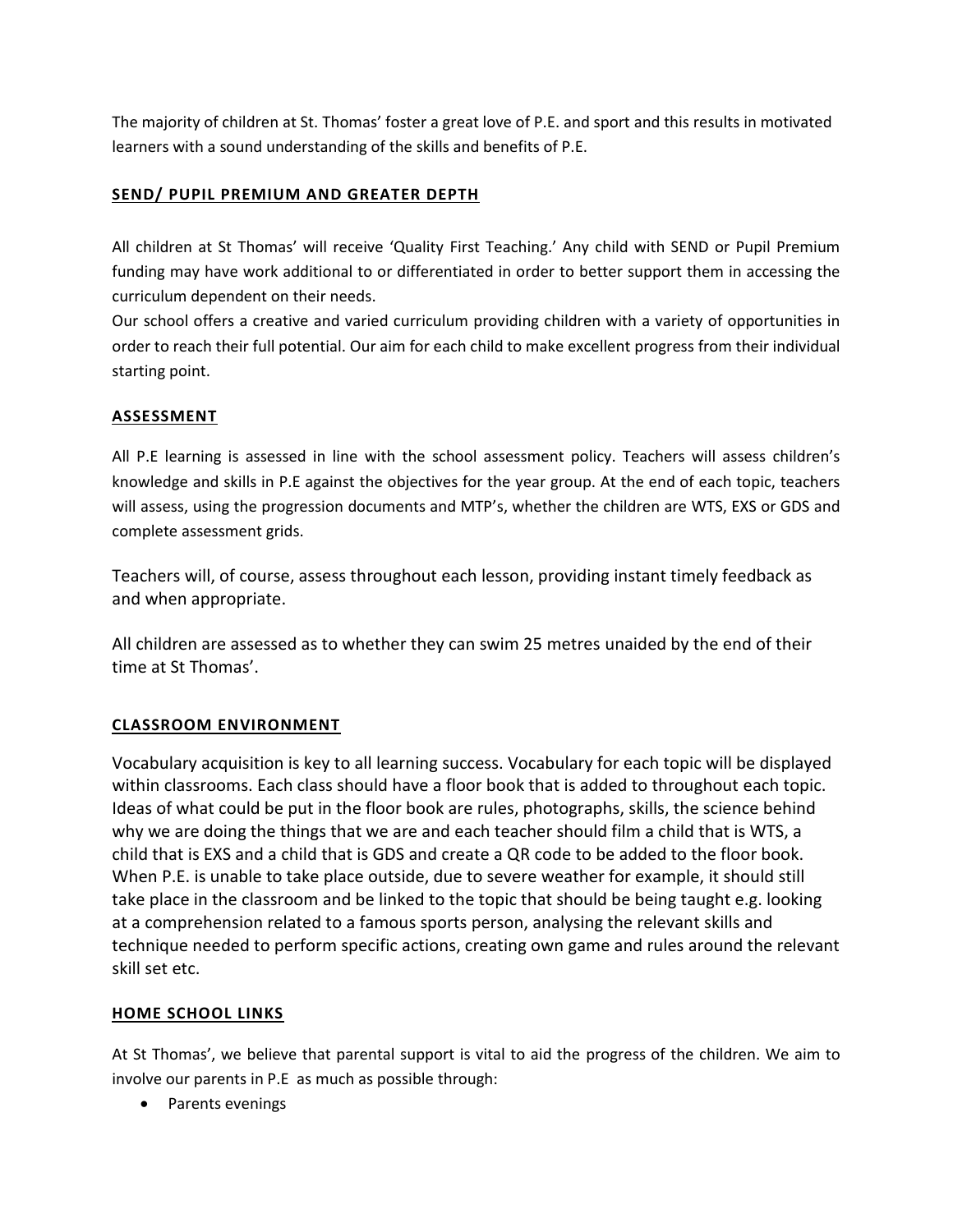The majority of children at St. Thomas' foster a great love of P.E. and sport and this results in motivated learners with a sound understanding of the skills and benefits of P.E.

## SEND/ PUPIL PREMIUM AND GREATER DEPTH

All children at St Thomas' will receive 'Quality First Teaching.' Any child with SEND or Pupil Premium funding may have work additional to or differentiated in order to better support them in accessing the curriculum dependent on their needs.

Our school offers a creative and varied curriculum providing children with a variety of opportunities in order to reach their full potential. Our aim for each child to make excellent progress from their individual starting point.

## ASSESSMENT

All P.E learning is assessed in line with the school assessment policy. Teachers will assess children's knowledge and skills in P.E against the objectives for the year group. At the end of each topic, teachers will assess, using the progression documents and MTP's, whether the children are WTS, EXS or GDS and complete assessment grids.

Teachers will, of course, assess throughout each lesson, providing instant timely feedback as and when appropriate.

All children are assessed as to whether they can swim 25 metres unaided by the end of their time at St Thomas'.

## CLASSROOM ENVIRONMENT

Vocabulary acquisition is key to all learning success. Vocabulary for each topic will be displayed within classrooms. Each class should have a floor book that is added to throughout each topic. Ideas of what could be put in the floor book are rules, photographs, skills, the science behind why we are doing the things that we are and each teacher should film a child that is WTS, a child that is EXS and a child that is GDS and create a QR code to be added to the floor book. When P.E. is unable to take place outside, due to severe weather for example, it should still take place in the classroom and be linked to the topic that should be being taught e.g. looking at a comprehension related to a famous sports person, analysing the relevant skills and technique needed to perform specific actions, creating own game and rules around the relevant skill set etc.

## HOME SCHOOL LINKS

At St Thomas', we believe that parental support is vital to aid the progress of the children. We aim to involve our parents in P.E as much as possible through:

- Parents evenings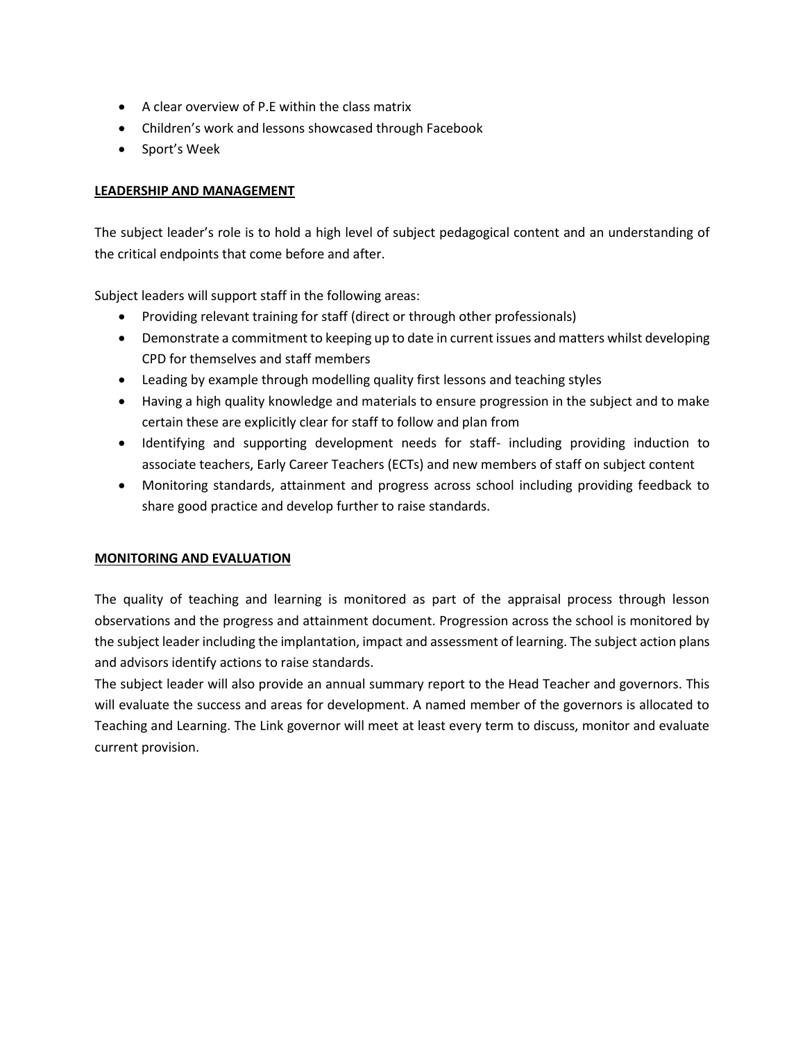- A clear overview of P.E within the class matrix
- Children's work and lessons showcased through Facebook
- Sport's Week

## LEADERSHIP AND MANAGEMENT

The subject leader's role is to hold a high level of subject pedagogical content and an understanding of the critical endpoints that come before and after.

Subject leaders will support staff in the following areas:

- Providing relevant training for staff (direct or through other professionals)
- Demonstrate a commitment to keeping up to date in current issues and matters whilst developing CPD for themselves and staff members
- Leading by example through modelling quality first lessons and teaching styles
- Having a high quality knowledge and materials to ensure progression in the subject and to make certain these are explicitly clear for staff to follow and plan from
- Identifying and supporting development needs for staff- including providing induction to associate teachers, Early Career Teachers (ECTs) and new members of staff on subject content
- Monitoring standards, attainment and progress across school including providing feedback to share good practice and develop further to raise standards.

## MONITORING AND EVALUATION

The quality of teaching and learning is monitored as part of the appraisal process through lesson observations and the progress and attainment document. Progression across the school is monitored by the subject leader including the implantation, impact and assessment of learning. The subject action plans and advisors identify actions to raise standards.

The subject leader will also provide an annual summary report to the Head Teacher and governors. This will evaluate the success and areas for development. A named member of the governors is allocated to Teaching and Learning. The Link governor will meet at least every term to discuss, monitor and evaluate current provision.